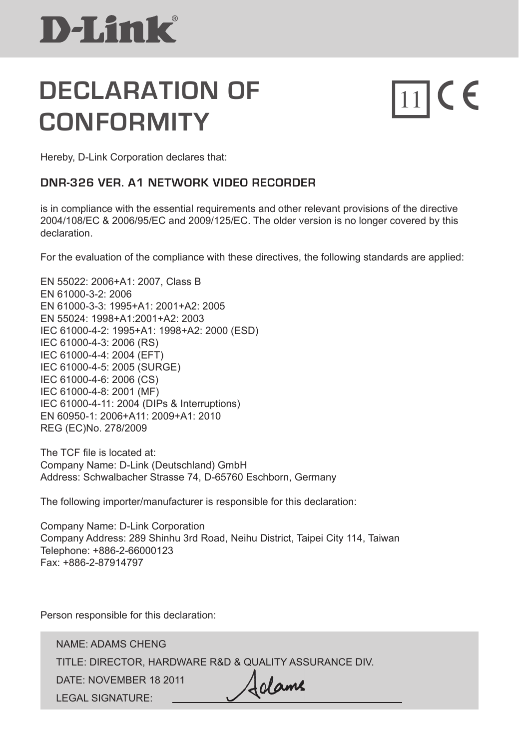D-Link®

# DECLARATION OF CONFORMITY

11 CE

Hereby, D-Link Corporation declares that:

## DNR-326 VER. A1 NETWORK VIDEO RECORDER

is in compliance with the essential requirements and other relevant provisions of the directive 2004/108/EC & 2006/95/EC and 2009/125/EC. The older version is no longer covered by this declaration.

For the evaluation of the compliance with these directives, the following standards are applied:

EN 55022: 2006+A1: 2007, Class B
EN 61000-3-2: 2006
EN 61000-3-3: 1995+A1: 2001+A2: 2005
EN 55024: 1998+A1:2001+A2: 2003
IEC 61000-4-2: 1995+A1: 1998+A2: 2000 (ESD)
IEC 61000-4-3: 2006 (RS)
IEC 61000-4-4: 2004 (EFT)
IEC 61000-4-5: 2005 (SURGE)
IEC 61000-4-6: 2006 (CS)
IEC 61000-4-8: 2001 (MF)
IEC 61000-4-11: 2004 (DIPs & Interruptions)
EN 60950-1: 2006+A11: 2009+A1: 2010
REG (EC)No. 278/2009

The TCF file is located at:
Company Name: D-Link (Deutschland) GmbH
Address: Schwalbacher Strasse 74, D-65760 Eschborn, Germany

The following importer/manufacturer is responsible for this declaration:

Company Name: D-Link Corporation
Company Address: 289 Shinhu 3rd Road, Neihu District, Taipei City 114, Taiwan
Telephone: +886-2-66000123
Fax: +886-2-87914797

Person responsible for this declaration:

NAME: ADAMS CHENG
TITLE: DIRECTOR, HARDWARE R&D & QUALITY ASSURANCE DIV.
DATE: NOVEMBER 18 2011
LEGAL SIGNATURE: Adams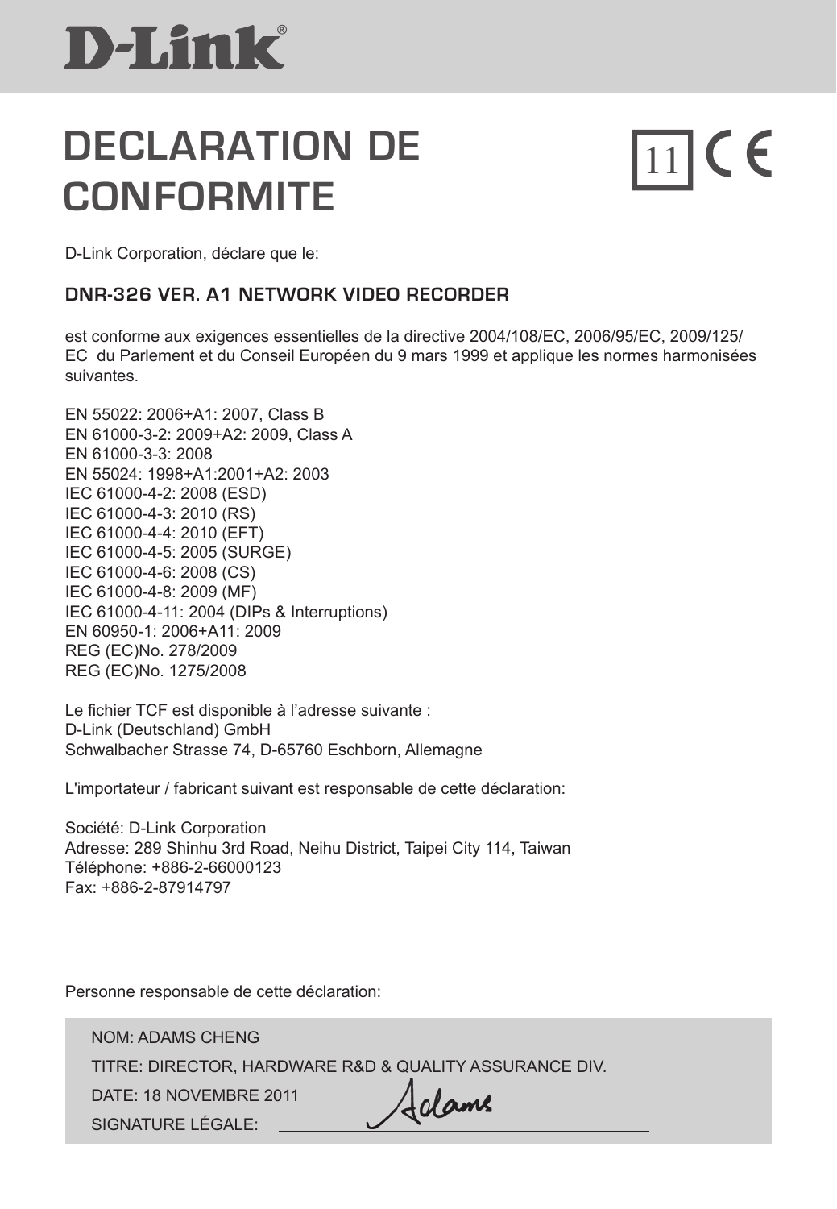# DECLARATION DE CONFORMITE

11 CE

D-Link Corporation, déclare que le:

## DNR-326 VER. A1 NETWORK VIDEO RECORDER

est conforme aux exigences essentielles de la directive 2004/108/EC, 2006/95/EC, 2009/125/EC du Parlement et du Conseil Européen du 9 mars 1999 et applique les normes harmonisées suivantes.

EN 55022: 2006+A1: 2007, Class B
EN 61000-3-2: 2009+A2: 2009, Class A
EN 61000-3-3: 2008
EN 55024: 1998+A1:2001+A2: 2003
IEC 61000-4-2: 2008 (ESD)
IEC 61000-4-3: 2010 (RS)
IEC 61000-4-4: 2010 (EFT)
IEC 61000-4-5: 2005 (SURGE)
IEC 61000-4-6: 2008 (CS)
IEC 61000-4-8: 2009 (MF)
IEC 61000-4-11: 2004 (DIPs & Interruptions)
EN 60950-1: 2006+A11: 2009
REG (EC)No. 278/2009
REG (EC)No. 1275/2008

Le fichier TCF est disponible à l'adresse suivante :
D-Link (Deutschland) GmbH
Schwalbacher Strasse 74, D-65760 Eschborn, Allemagne

L'importateur / fabricant suivant est responsable de cette déclaration:

Société: D-Link Corporation
Adresse: 289 Shinhu 3rd Road, Neihu District, Taipei City 114, Taiwan
Téléphone: +886-2-66000123
Fax: +886-2-87914797

Personne responsable de cette déclaration:

NOM: ADAMS CHENG
TITRE: DIRECTOR, HARDWARE R&D & QUALITY ASSURANCE DIV.
DATE: 18 NOVEMBRE 2011
SIGNATURE LÉGALE: Adams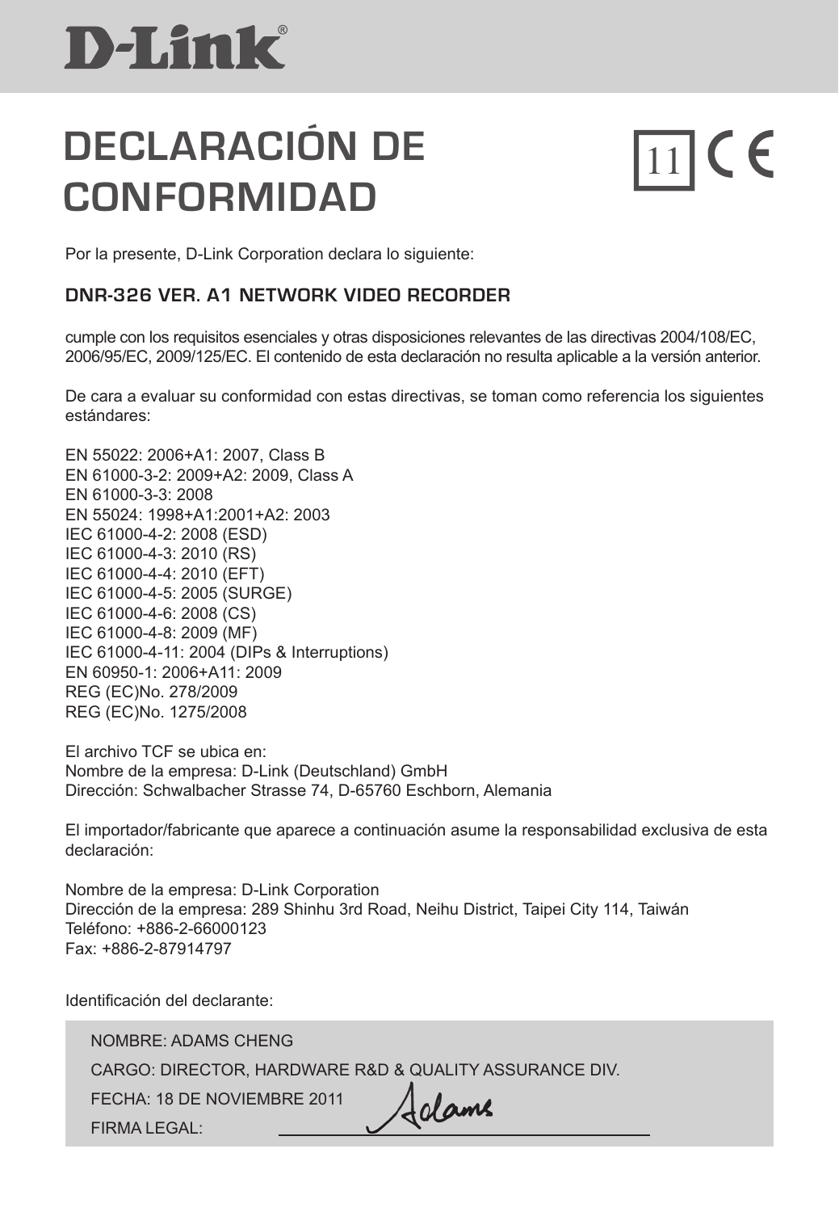D-Link®

# DECLARACIÓN DE CONFORMIDAD

11 CE

Por la presente, D-Link Corporation declara lo siguiente:

## DNR-326 VER. A1 NETWORK VIDEO RECORDER

cumple con los requisitos esenciales y otras disposiciones relevantes de las directivas 2004/108/EC, 2006/95/EC, 2009/125/EC. El contenido de esta declaración no resulta aplicable a la versión anterior.

De cara a evaluar su conformidad con estas directivas, se toman como referencia los siguientes estándares:

EN 55022: 2006+A1: 2007, Class B
EN 61000-3-2: 2009+A2: 2009, Class A
EN 61000-3-3: 2008
EN 55024: 1998+A1:2001+A2: 2003
IEC 61000-4-2: 2008 (ESD)
IEC 61000-4-3: 2010 (RS)
IEC 61000-4-4: 2010 (EFT)
IEC 61000-4-5: 2005 (SURGE)
IEC 61000-4-6: 2008 (CS)
IEC 61000-4-8: 2009 (MF)
IEC 61000-4-11: 2004 (DIPs & Interruptions)
EN 60950-1: 2006+A11: 2009
REG (EC)No. 278/2009
REG (EC)No. 1275/2008

El archivo TCF se ubica en:
Nombre de la empresa: D-Link (Deutschland) GmbH
Dirección: Schwalbacher Strasse 74, D-65760 Eschborn, Alemania

El importador/fabricante que aparece a continuación asume la responsabilidad exclusiva de esta declaración:

Nombre de la empresa: D-Link Corporation
Dirección de la empresa: 289 Shinhu 3rd Road, Neihu District, Taipei City 114, Taiwán
Teléfono: +886-2-66000123
Fax: +886-2-87914797

Identificación del declarante:

NOMBRE: ADAMS CHENG
CARGO: DIRECTOR, HARDWARE R&D & QUALITY ASSURANCE DIV.
FECHA: 18 DE NOVIEMBRE 2011
FIRMA LEGAL: Adams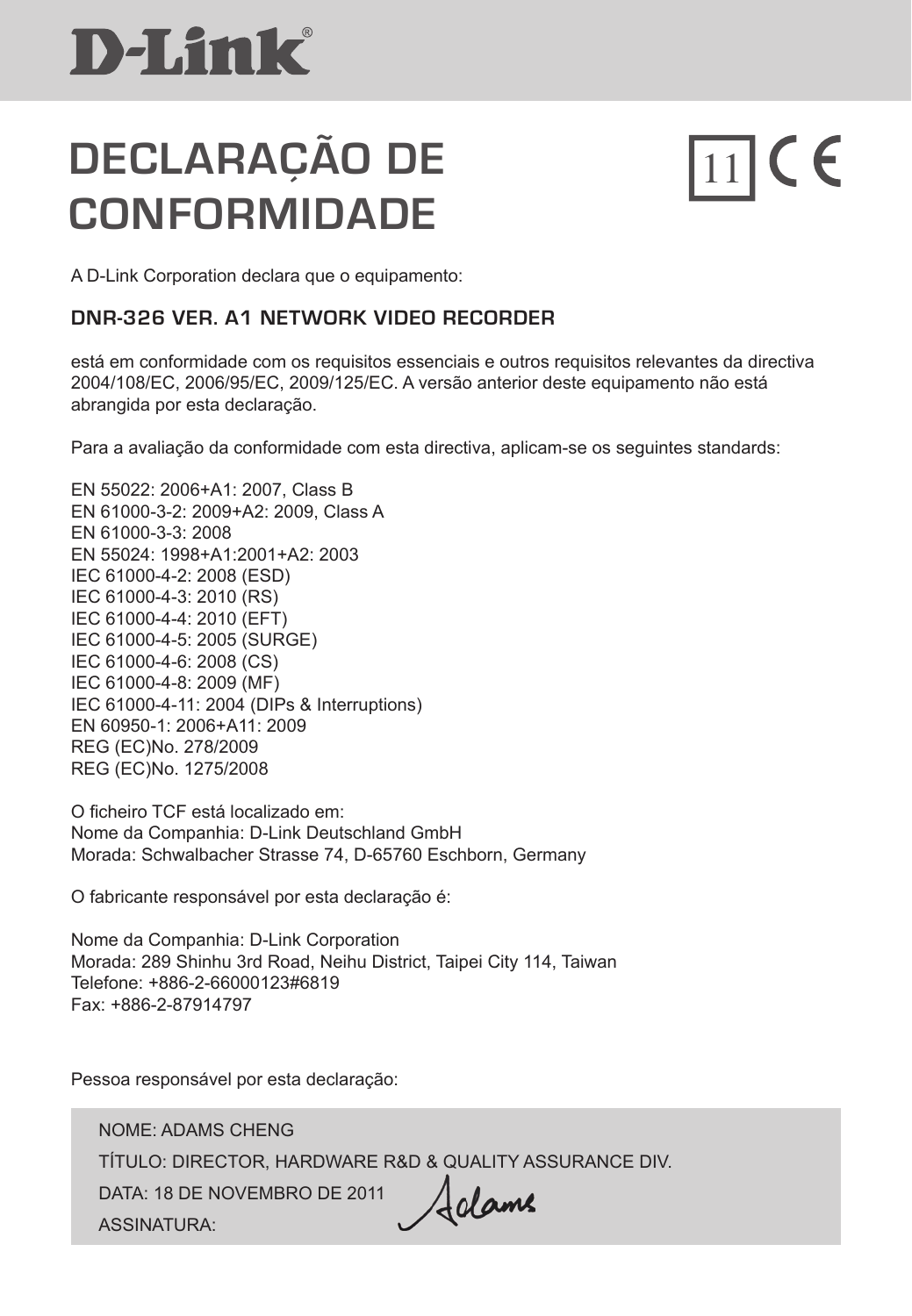D-Link®

# DECLARAÇÃO DE CONFORMIDADE

11 CE

A D-Link Corporation declara que o equipamento:

**DNR-326 VER. A1 NETWORK VIDEO RECORDER**

está em conformidade com os requisitos essenciais e outros requisitos relevantes da directiva 2004/108/EC, 2006/95/EC, 2009/125/EC. A versão anterior deste equipamento não está abrangida por esta declaração.

Para a avaliação da conformidade com esta directiva, aplicam-se os seguintes standards:

EN 55022: 2006+A1: 2007, Class B
EN 61000-3-2: 2009+A2: 2009, Class A
EN 61000-3-3: 2008
EN 55024: 1998+A1:2001+A2: 2003
IEC 61000-4-2: 2008 (ESD)
IEC 61000-4-3: 2010 (RS)
IEC 61000-4-4: 2010 (EFT)
IEC 61000-4-5: 2005 (SURGE)
IEC 61000-4-6: 2008 (CS)
IEC 61000-4-8: 2009 (MF)
IEC 61000-4-11: 2004 (DIPs & Interruptions)
EN 60950-1: 2006+A11: 2009
REG (EC)No. 278/2009
REG (EC)No. 1275/2008

O ficheiro TCF está localizado em:
Nome da Companhia: D-Link Deutschland GmbH
Morada: Schwalbacher Strasse 74, D-65760 Eschborn, Germany

O fabricante responsável por esta declaração é:

Nome da Companhia: D-Link Corporation
Morada: 289 Shinhu 3rd Road, Neihu District, Taipei City 114, Taiwan
Telefone: +886-2-66000123#6819
Fax: +886-2-87914797

Pessoa responsável por esta declaração:

NOME: ADAMS CHENG
TÍTULO: DIRECTOR, HARDWARE R&D & QUALITY ASSURANCE DIV.
DATA: 18 DE NOVEMBRO DE 2011
ASSINATURA: Adams